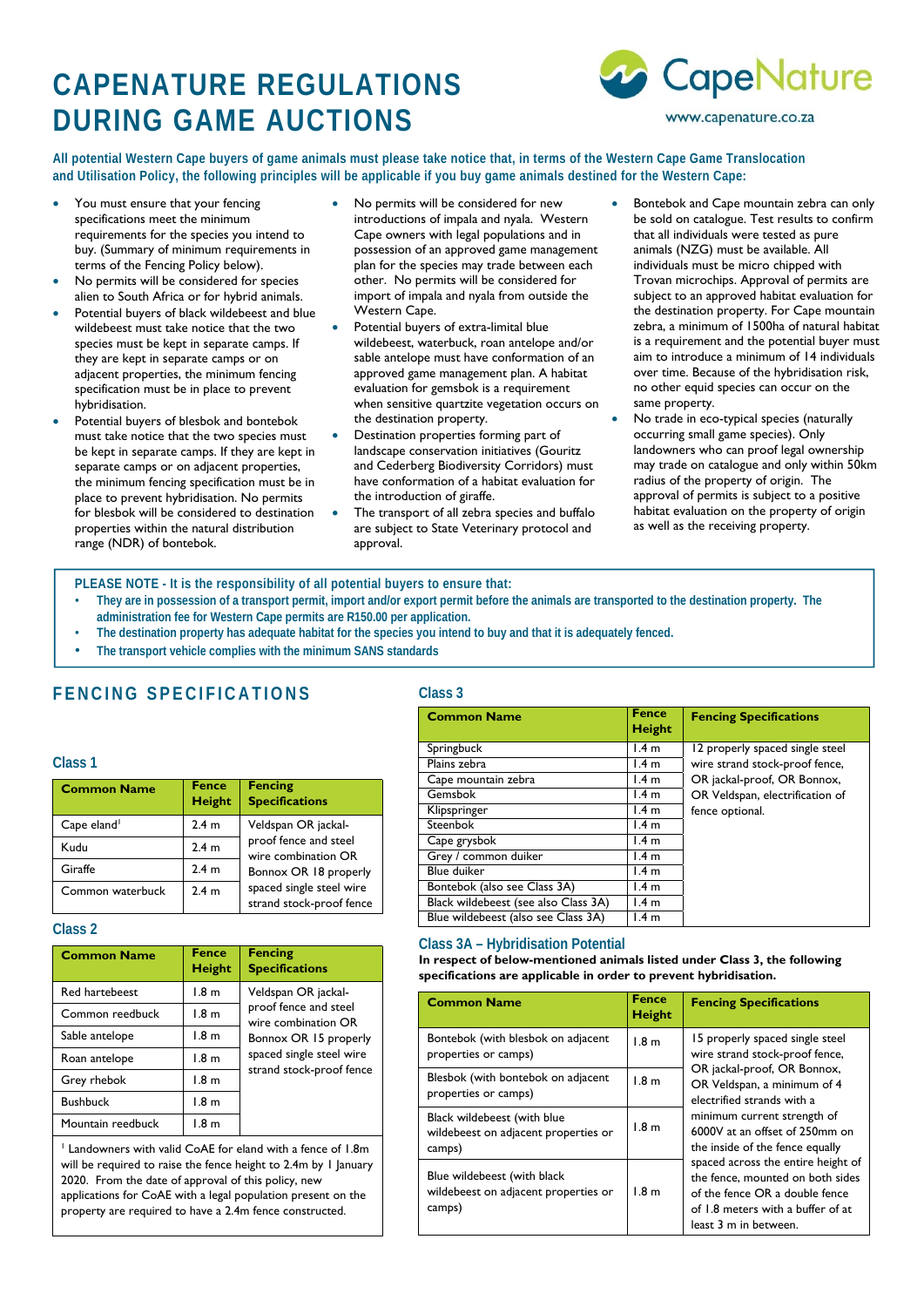# CAPENATURE REGULATIONS DURING GAME AUCTIONS

CapeNature
www.capenature.co.za

**All potential Western Cape buyers of game animals must please take notice that, in terms of the Western Cape Game Translocation and Utilisation Policy, the following principles will be applicable if you buy game animals destined for the Western Cape:**

- You must ensure that your fencing specifications meet the minimum requirements for the species you intend to buy. (Summary of minimum requirements in terms of the Fencing Policy below).
- No permits will be considered for species alien to South Africa or for hybrid animals.
- Potential buyers of black wildebeest and blue wildebeest must take notice that the two species must be kept in separate camps. If they are kept in separate camps or on adjacent properties, the minimum fencing specification must be in place to prevent hybridisation.
- Potential buyers of blesbok and bontebok must take notice that the two species must be kept in separate camps. If they are kept in separate camps or on adjacent properties, the minimum fencing specification must be in place to prevent hybridisation. No permits for blesbok will be considered to destination properties within the natural distribution range (NDR) of bontebok.
- No permits will be considered for new introductions of impala and nyala. Western Cape owners with legal populations and in possession of an approved game management plan for the species may trade between each other. No permits will be considered for import of impala and nyala from outside the Western Cape.
- Potential buyers of extra-limital blue wildebeest, waterbuck, roan antelope and/or sable antelope must have conformation of an approved game management plan. A habitat evaluation for gemsbok is a requirement when sensitive quartzite vegetation occurs on the destination property.
- Destination properties forming part of landscape conservation initiatives (Gouritz and Cederberg Biodiversity Corridors) must have conformation of a habitat evaluation for the introduction of giraffe.
- The transport of all zebra species and buffalo are subject to State Veterinary protocol and approval.
- Bontebok and Cape mountain zebra can only be sold on catalogue. Test results to confirm that all individuals were tested as pure animals (NZG) must be available. All individuals must be micro chipped with Trovan microchips. Approval of permits are subject to an approved habitat evaluation for the destination property. For Cape mountain zebra, a minimum of 1500ha of natural habitat is a requirement and the potential buyer must aim to introduce a minimum of 14 individuals over time. Because of the hybridisation risk, no other equid species can occur on the same property.
- No trade in eco-typical species (naturally occurring small game species). Only landowners who can proof legal ownership may trade on catalogue and only within 50km radius of the property of origin. The approval of permits is subject to a positive habitat evaluation on the property of origin as well as the receiving property.

**PLEASE NOTE - It is the responsibility of all potential buyers to ensure that:**

- **They are in possession of a transport permit, import and/or export permit before the animals are transported to the destination property. The administration fee for Western Cape permits are R150.00 per application.**
- **The destination property has adequate habitat for the species you intend to buy and that it is adequately fenced.**
- **The transport vehicle complies with the minimum SANS standards**

## FENCING SPECIFICATIONS

### Class 1

| Common Name | Fence Height | Fencing Specifications |
|---|---|---|
| Cape eland[1] | 2.4 m | Veldspan OR jackal-proof fence and steel wire combination OR Bonnox OR 18 properly spaced single steel wire strand stock-proof fence |
| Kudu | 2.4 m | |
| Giraffe | 2.4 m | |
| Common waterbuck | 2.4 m | |

### Class 2

| Common Name | Fence Height | Fencing Specifications |
|---|---|---|
| Red hartebeest | 1.8 m | Veldspan OR jackal-proof fence and steel wire combination OR Bonnox OR 15 properly spaced single steel wire strand stock-proof fence |
| Common reedbuck | 1.8 m | |
| Sable antelope | 1.8 m | |
| Roan antelope | 1.8 m | |
| Grey rhebok | 1.8 m | |
| Bushbuck | 1.8 m | |
| Mountain reedbuck | 1.8 m | |

[1] Landowners with valid CoAE for eland with a fence of 1.8m will be required to raise the fence height to 2.4m by 1 January 2020. From the date of approval of this policy, new applications for CoAE with a legal population present on the property are required to have a 2.4m fence constructed.

### Class 3

| Common Name | Fence Height | Fencing Specifications |
|---|---|---|
| Springbuck | 1.4 m | 12 properly spaced single steel wire strand stock-proof fence, OR jackal-proof, OR Bonnox, OR Veldspan, electrification of fence optional. |
| Plains zebra | 1.4 m | |
| Cape mountain zebra | 1.4 m | |
| Gemsbok | 1.4 m | |
| Klipspringer | 1.4 m | |
| Steenbok | 1.4 m | |
| Cape grysbok | 1.4 m | |
| Grey / common duiker | 1.4 m | |
| Blue duiker | 1.4 m | |
| Bontebok (also see Class 3A) | 1.4 m | |
| Black wildebeest (see also Class 3A) | 1.4 m | |
| Blue wildebeest (also see Class 3A) | 1.4 m | |

### Class 3A – Hybridisation Potential

**In respect of below-mentioned animals listed under Class 3, the following specifications are applicable in order to prevent hybridisation.**

| Common Name | Fence Height | Fencing Specifications |
|---|---|---|
| Bontebok (with blesbok on adjacent properties or camps) | 1.8 m | 15 properly spaced single steel wire strand stock-proof fence, OR jackal-proof, OR Bonnox, OR Veldspan, a minimum of 4 electrified strands with a minimum current strength of 6000V at an offset of 250mm on the inside of the fence equally spaced across the entire height of the fence, mounted on both sides of the fence OR a double fence of 1.8 meters with a buffer of at least 3 m in between. |
| Blesbok (with bontebok on adjacent properties or camps) | 1.8 m | |
| Black wildebeest (with blue wildebeest on adjacent properties or camps) | 1.8 m | |
| Blue wildebeest (with black wildebeest on adjacent properties or camps) | 1.8 m | |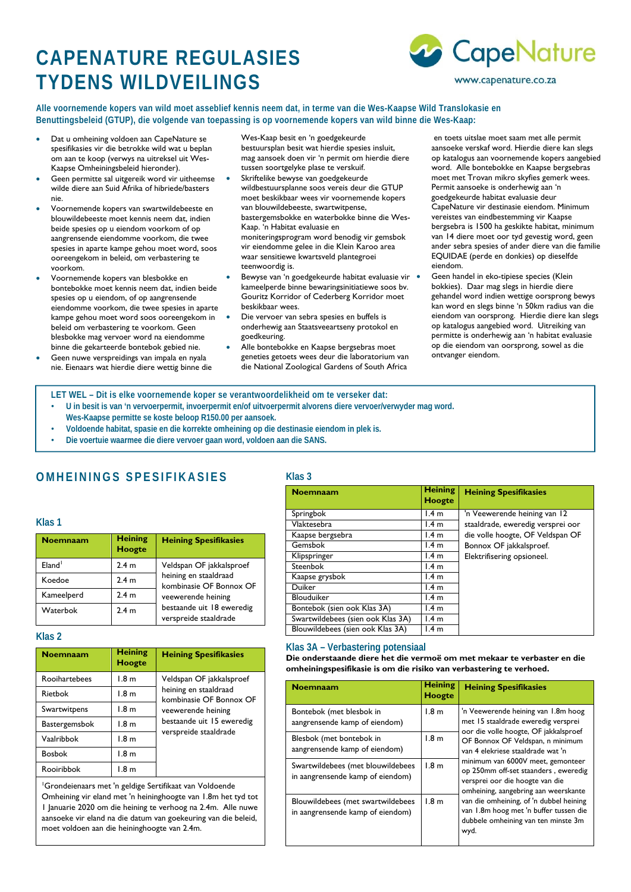# CAPENATURE REGULASIES TYDENS WILDVEILINGS

CapeNature

www.capenature.co.za

**Alle voornemende kopers van wild moet asseblief kennis neem dat, in terme van die Wes-Kaapse Wild Translokasie en Benuttingsbeleid (GTUP), die volgende van toepassing is op voornemende kopers van wild binne die Wes-Kaap:**

- Dat u omheining voldoen aan CapeNature se spesifikasies vir die betrokke wild wat u beplan om aan te koop (verwys na uitreksel uit Wes-Kaapse Omheiningsbeleid hieronder).
- Geen permitte sal uitgereik word vir uitheemse wilde diere aan Suid Afrika of hibriede/basters nie.
- Voornemende kopers van swartwildebeeste en blouwildebeeste moet kennis neem dat, indien beide spesies op u eiendom voorkom of op aangrensende eiendomme voorkom, die twee spesies in aparte kampe gehou moet word, soos ooreengekom in beleid, om verbastering te voorkom.
- Voornemende kopers van blesbokke en bontebokke moet kennis neem dat, indien beide spesies op u eiendom, of op aangrensende eiendomme voorkom, die twee spesies in aparte kampe gehou moet word soos ooreengekom in beleid om verbastering te voorkom. Geen blesbokke mag vervoer word na eiendomme binne die gekarteerde bontebok gebied nie.
- Geen nuwe verspreidings van impala en nyala nie. Eienaars wat hierdie diere wettig binne die Wes-Kaap besit en 'n goedgekeurde bestuursplan besit wat hierdie spesies insluit, mag aansoek doen vir 'n permit om hierdie diere tussen soortgelyke plase te verskuif.
- Skriftelike bewyse van goedgekeurde wildbestuursplanne soos vereis deur die GTUP moet beskikbaar wees vir voornemende kopers van blouwildebeeste, swartwitpense, bastergemsbokke en waterbokke binne die Wes-Kaap. 'n Habitat evaluasie en moniteringsprogram word benodig vir gemsbok vir eiendomme gelee in die Klein Karoo area waar sensitiewe kwartsveld plantegroei teenwoordig is.
- Bewyse van 'n goedgekeurde habitat evaluasie vir kameelperde binne bewaringsinitiatiewe soos bv. Gouritz Korridor of Cederberg Korridor moet beskikbaar wees.
- Die vervoer van sebra spesies en buffels is onderhewig aan Staatsveeartseny protokol en goedkeuring.
- Alle bontebokke en Kaapse bergsebras moet geneties getoets wees deur die laboratorium van die National Zoological Gardens of South Africa en toets uitslae moet saam met alle permit aansoeke verskaf word. Hierdie diere kan slegs op katalogus aan voornemende kopers aangebied word. Alle bontebokke en Kaapse bergsebras moet met Trovan mikro skyfies gemerk wees. Permit aansoeke is onderhewig aan 'n goedgekeurde habitat evaluasie deur CapeNature vir destinasie eiendom. Minimum vereistes van eindbestemming vir Kaapse bergsebra is 1500 ha geskikte habitat, minimum van 14 diere moet oor tyd gevestig word, geen ander sebra spesies of ander diere van die familie EQUIDAE (perde en donkies) op dieselfde eiendom.
- Geen handel in eko-tipiese species (Klein bokkies). Daar mag slegs in hierdie diere gehandel word indien wettige oorsprong bewys kan word en slegs binne 'n 50km radius van die eiendom van oorsprong. Hierdie diere kan slegs op katalogus aangebied word. Uitreiking van permitte is onderhewig aan 'n habitat evaluasie op die eiendom van oorsprong, sowel as die ontvanger eiendom.

**LET WEL – Dit is elke voornemende koper se verantwoordelikheid om te verseker dat:**

- **U in besit is van 'n vervoerpermit, invoerpermit en/of uitvoerpermit alvorens diere vervoer/verwyder mag word. Wes-Kaapse permitte se koste beloop R150.00 per aansoek.**
- **Voldoende habitat, spasie en die korrekte omheining op die destinasie eiendom in plek is.**
- **Die voertuie waarmee die diere vervoer gaan word, voldoen aan die SANS.**

## OMHEININGS SPESIFIKASIES

### Klas 1

| Noemnaam | Heining Hoogte | Heining Spesifikasies |
|---|---|---|
| Eland[1] | 2.4 m | Veldspan OF jakkalsproef heining en staaldraad kombinasie OF Bonnox OF veewerende heining bestaande uit 18 eweredig verspreide staaldrade |
| Koedoe | 2.4 m | |
| Kameelperd | 2.4 m | |
| Waterbok | 2.4 m | |

### Klas 2

| Noemnaam | Heining Hoogte | Heining Spesifikasies |
|---|---|---|
| Rooihartebees | 1.8 m | Veldspan OF jakkalsproef heining en staaldraad kombinasie OF Bonnox OF veewerende heining bestaande uit 15 eweredig verspreide staaldrade |
| Rietbok | 1.8 m | |
| Swartwitpens | 1.8 m | |
| Bastergemsbok | 1.8 m | |
| Vaalribbok | 1.8 m | |
| Bosbok | 1.8 m | |
| Rooiribbok | 1.8 m | |

[1]Grondeienaars met 'n geldige Sertifikaat van Voldoende Omheining vir eland met 'n heininghoogte van 1.8m het tyd tot 1 Januarie 2020 om die heining te verhoog na 2.4m. Alle nuwe aansoeke vir eland na die datum van goekeuring van die beleid, moet voldoen aan die heininghoogte van 2.4m.

### Klas 3

| Noemnaam | Heining Hoogte | Heining Spesifikasies |
|---|---|---|
| Springbok | 1.4 m | 'n Veewerende heining van 12 staaldrade, eweredig versprei oor die volle hoogte, OF jakkalsproef. Bonnox OF jakkalsproef. Elektrifisering opsioneel. |
| Vlaktesebra | 1.4 m | |
| Kaapse bergsebra | 1.4 m | |
| Gemsbok | 1.4 m | |
| Klipspringer | 1.4 m | |
| Steenbok | 1.4 m | |
| Kaapse grysbok | 1.4 m | |
| Duiker | 1.4 m | |
| Blouduiker | 1.4 m | |
| Bontebok (sien ook Klas 3A) | 1.4 m | |
| Swartwildebees (sien ook Klas 3A) | 1.4 m | |
| Blouwildebees (sien ook Klas 3A) | 1.4 m | |

### Klas 3A – Verbastering potensiaal

**Die onderstaande diere het die vermoë om met mekaar te verbaster en die omheiningspesifikasie is om die risiko van verbastering te verhoed.**

| Noemnaam | Heining Hoogte | Heining Spesifikasies |
|---|---|---|
| Bontebok (met blesbok in aangrensende kamp of eiendom) | 1.8 m | 'n Veewerende heining van 1.8m hoog met 15 staaldrade eweredig versprei oor die volle hoogte, OF jakkalsproef OF Bonnox OF Veldspan, n minimum van 4 elekriese staaldrade wat 'n minimum van 6000V meet, gemonteer op 250mm off-set staanders , eweredig versprei oor die hoogte van die omheining, aangebring aan weerskante van die omheining, of 'n dubbel heining van 1.8m hoog met 'n buffer tussen die dubbele omheining van ten minste 3m wyd. |
| Blesbok (met bontebok in aangrensende kamp of eiendom) | 1.8 m | |
| Swartwildebees (met blouwildebees in aangrensende kamp of eiendom) | 1.8 m | |
| Blouwildebees (met swartwildebees in aangrensende kamp of eiendom) | 1.8 m | |